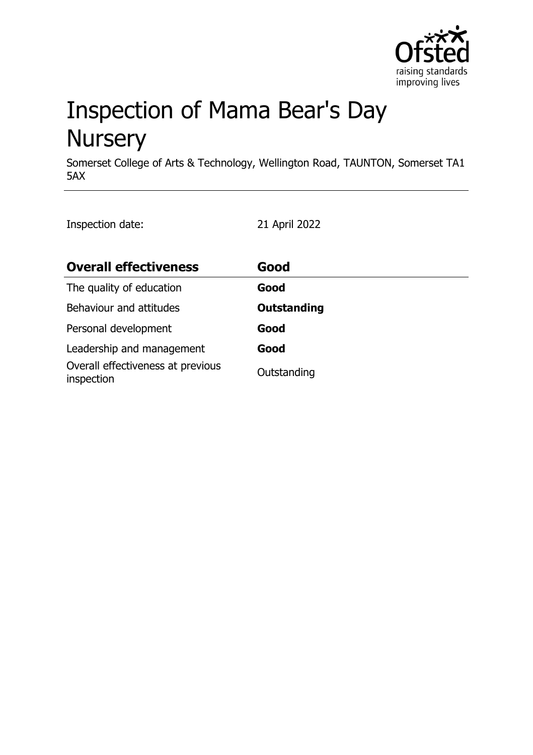# Inspection of Mama Bear's Day Nursery

Somerset College of Arts & Technology, Wellington Road, TAUNTON, Somerset TA1 5AX

Inspection date: 21 April 2022

| **Overall effectiveness** | **Good** |
|---|---|
| The quality of education | **Good** |
| Behaviour and attitudes | **Outstanding** |
| Personal development | **Good** |
| Leadership and management | **Good** |
| Overall effectiveness at previous inspection | Outstanding |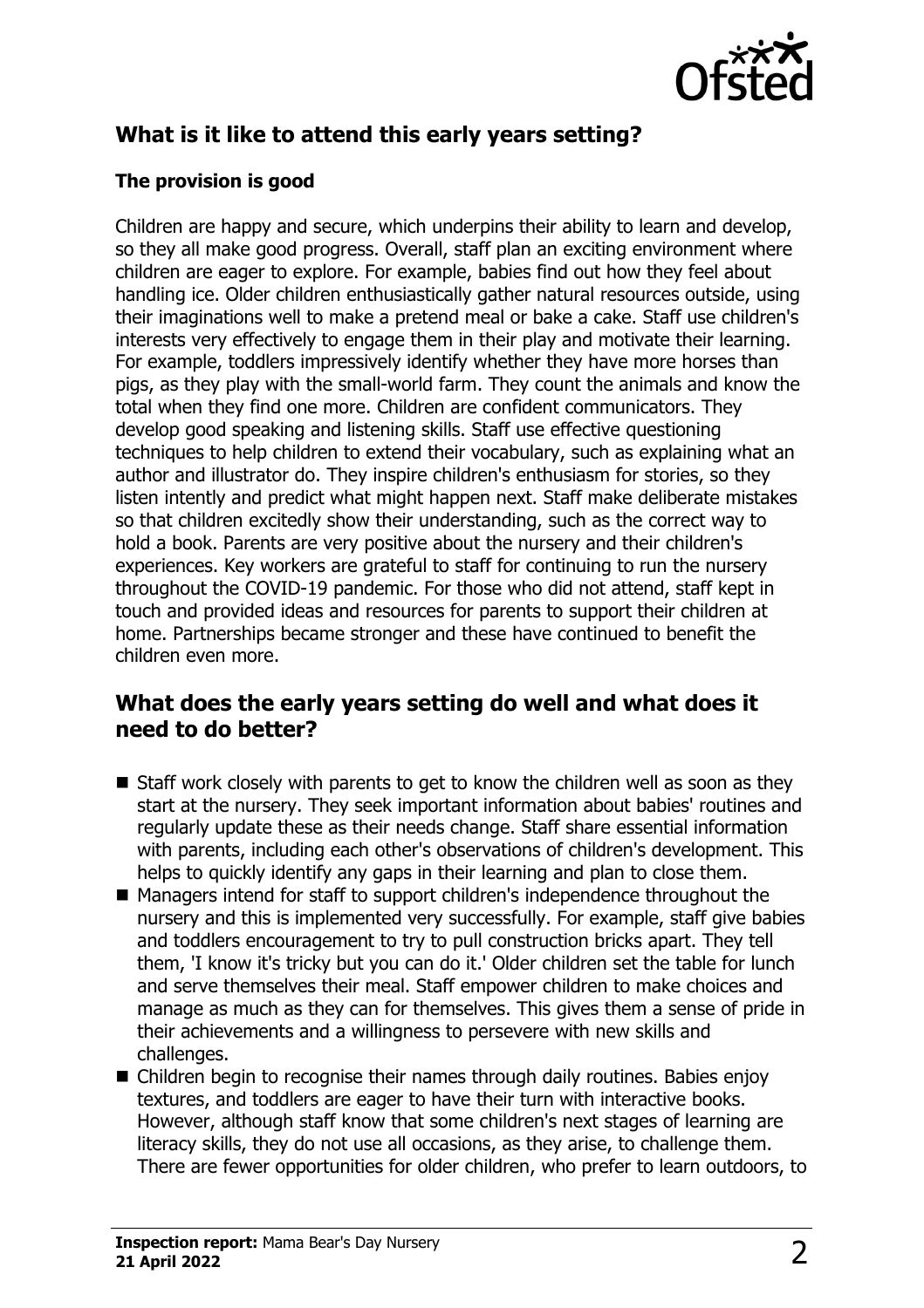## What is it like to attend this early years setting?

### The provision is good

Children are happy and secure, which underpins their ability to learn and develop, so they all make good progress. Overall, staff plan an exciting environment where children are eager to explore. For example, babies find out how they feel about handling ice. Older children enthusiastically gather natural resources outside, using their imaginations well to make a pretend meal or bake a cake. Staff use children's interests very effectively to engage them in their play and motivate their learning. For example, toddlers impressively identify whether they have more horses than pigs, as they play with the small-world farm. They count the animals and know the total when they find one more. Children are confident communicators. They develop good speaking and listening skills. Staff use effective questioning techniques to help children to extend their vocabulary, such as explaining what an author and illustrator do. They inspire children's enthusiasm for stories, so they listen intently and predict what might happen next. Staff make deliberate mistakes so that children excitedly show their understanding, such as the correct way to hold a book. Parents are very positive about the nursery and their children's experiences. Key workers are grateful to staff for continuing to run the nursery throughout the COVID-19 pandemic. For those who did not attend, staff kept in touch and provided ideas and resources for parents to support their children at home. Partnerships became stronger and these have continued to benefit the children even more.

## What does the early years setting do well and what does it need to do better?

- Staff work closely with parents to get to know the children well as soon as they start at the nursery. They seek important information about babies' routines and regularly update these as their needs change. Staff share essential information with parents, including each other's observations of children's development. This helps to quickly identify any gaps in their learning and plan to close them.
- Managers intend for staff to support children's independence throughout the nursery and this is implemented very successfully. For example, staff give babies and toddlers encouragement to try to pull construction bricks apart. They tell them, 'I know it's tricky but you can do it.' Older children set the table for lunch and serve themselves their meal. Staff empower children to make choices and manage as much as they can for themselves. This gives them a sense of pride in their achievements and a willingness to persevere with new skills and challenges.
- Children begin to recognise their names through daily routines. Babies enjoy textures, and toddlers are eager to have their turn with interactive books. However, although staff know that some children's next stages of learning are literacy skills, they do not use all occasions, as they arise, to challenge them. There are fewer opportunities for older children, who prefer to learn outdoors, to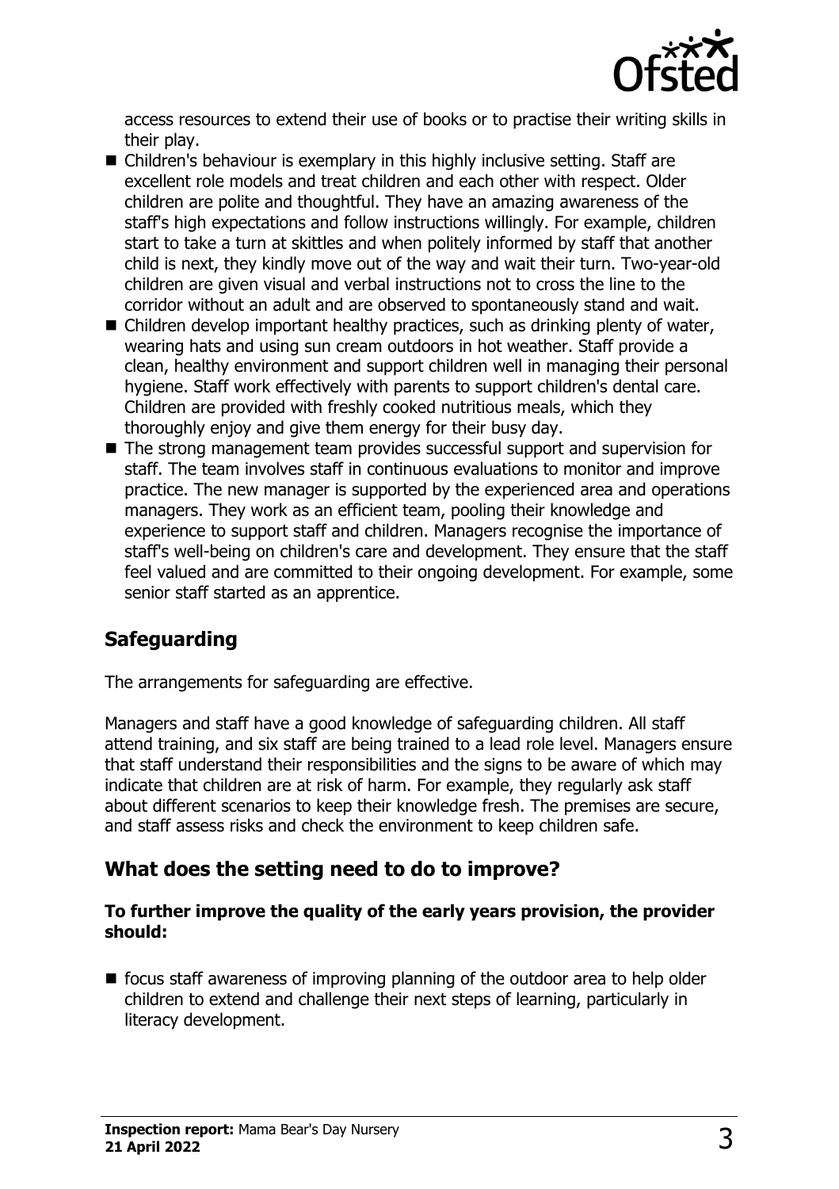access resources to extend their use of books or to practise their writing skills in their play.

- Children's behaviour is exemplary in this highly inclusive setting. Staff are excellent role models and treat children and each other with respect. Older children are polite and thoughtful. They have an amazing awareness of the staff's high expectations and follow instructions willingly. For example, children start to take a turn at skittles and when politely informed by staff that another child is next, they kindly move out of the way and wait their turn. Two-year-old children are given visual and verbal instructions not to cross the line to the corridor without an adult and are observed to spontaneously stand and wait.
- Children develop important healthy practices, such as drinking plenty of water, wearing hats and using sun cream outdoors in hot weather. Staff provide a clean, healthy environment and support children well in managing their personal hygiene. Staff work effectively with parents to support children's dental care. Children are provided with freshly cooked nutritious meals, which they thoroughly enjoy and give them energy for their busy day.
- The strong management team provides successful support and supervision for staff. The team involves staff in continuous evaluations to monitor and improve practice. The new manager is supported by the experienced area and operations managers. They work as an efficient team, pooling their knowledge and experience to support staff and children. Managers recognise the importance of staff's well-being on children's care and development. They ensure that the staff feel valued and are committed to their ongoing development. For example, some senior staff started as an apprentice.

## Safeguarding

The arrangements for safeguarding are effective.

Managers and staff have a good knowledge of safeguarding children. All staff attend training, and six staff are being trained to a lead role level. Managers ensure that staff understand their responsibilities and the signs to be aware of which may indicate that children are at risk of harm. For example, they regularly ask staff about different scenarios to keep their knowledge fresh. The premises are secure, and staff assess risks and check the environment to keep children safe.

## What does the setting need to do to improve?

**To further improve the quality of the early years provision, the provider should:**

- focus staff awareness of improving planning of the outdoor area to help older children to extend and challenge their next steps of learning, particularly in literacy development.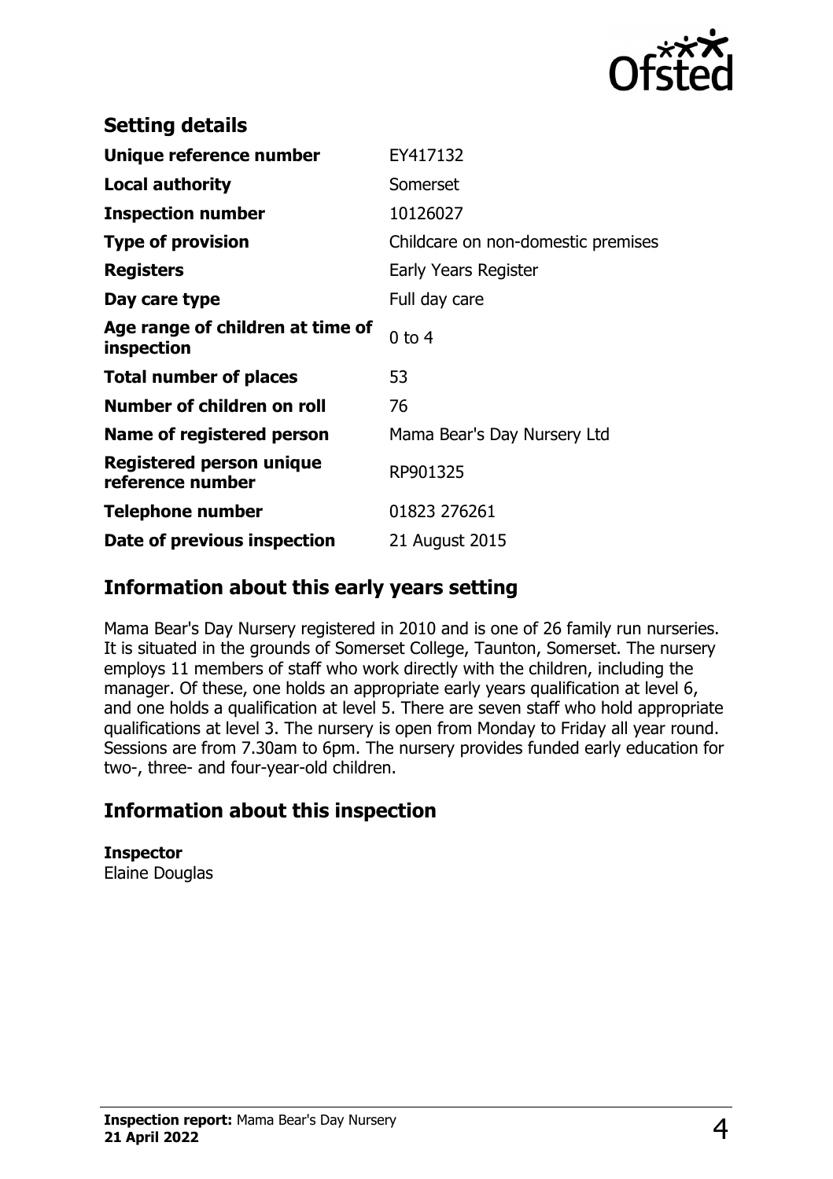## Setting details

| | |
|---|---|
| **Unique reference number** | EY417132 |
| **Local authority** | Somerset |
| **Inspection number** | 10126027 |
| **Type of provision** | Childcare on non-domestic premises |
| **Registers** | Early Years Register |
| **Day care type** | Full day care |
| **Age range of children at time of inspection** | 0 to 4 |
| **Total number of places** | 53 |
| **Number of children on roll** | 76 |
| **Name of registered person** | Mama Bear's Day Nursery Ltd |
| **Registered person unique reference number** | RP901325 |
| **Telephone number** | 01823 276261 |
| **Date of previous inspection** | 21 August 2015 |

## Information about this early years setting

Mama Bear's Day Nursery registered in 2010 and is one of 26 family run nurseries. It is situated in the grounds of Somerset College, Taunton, Somerset. The nursery employs 11 members of staff who work directly with the children, including the manager. Of these, one holds an appropriate early years qualification at level 6, and one holds a qualification at level 5. There are seven staff who hold appropriate qualifications at level 3. The nursery is open from Monday to Friday all year round. Sessions are from 7.30am to 6pm. The nursery provides funded early education for two-, three- and four-year-old children.

## Information about this inspection

**Inspector**
Elaine Douglas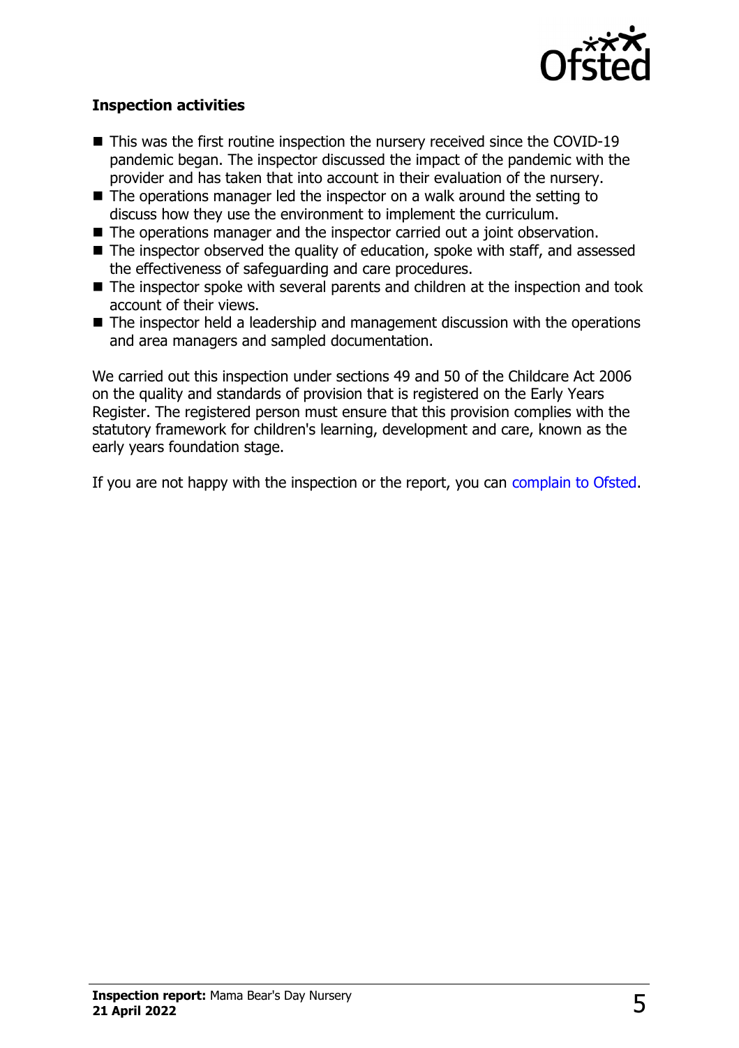### Inspection activities

- This was the first routine inspection the nursery received since the COVID-19 pandemic began. The inspector discussed the impact of the pandemic with the provider and has taken that into account in their evaluation of the nursery.
- The operations manager led the inspector on a walk around the setting to discuss how they use the environment to implement the curriculum.
- The operations manager and the inspector carried out a joint observation.
- The inspector observed the quality of education, spoke with staff, and assessed the effectiveness of safeguarding and care procedures.
- The inspector spoke with several parents and children at the inspection and took account of their views.
- The inspector held a leadership and management discussion with the operations and area managers and sampled documentation.

We carried out this inspection under sections 49 and 50 of the Childcare Act 2006 on the quality and standards of provision that is registered on the Early Years Register. The registered person must ensure that this provision complies with the statutory framework for children's learning, development and care, known as the early years foundation stage.

If you are not happy with the inspection or the report, you can complain to Ofsted.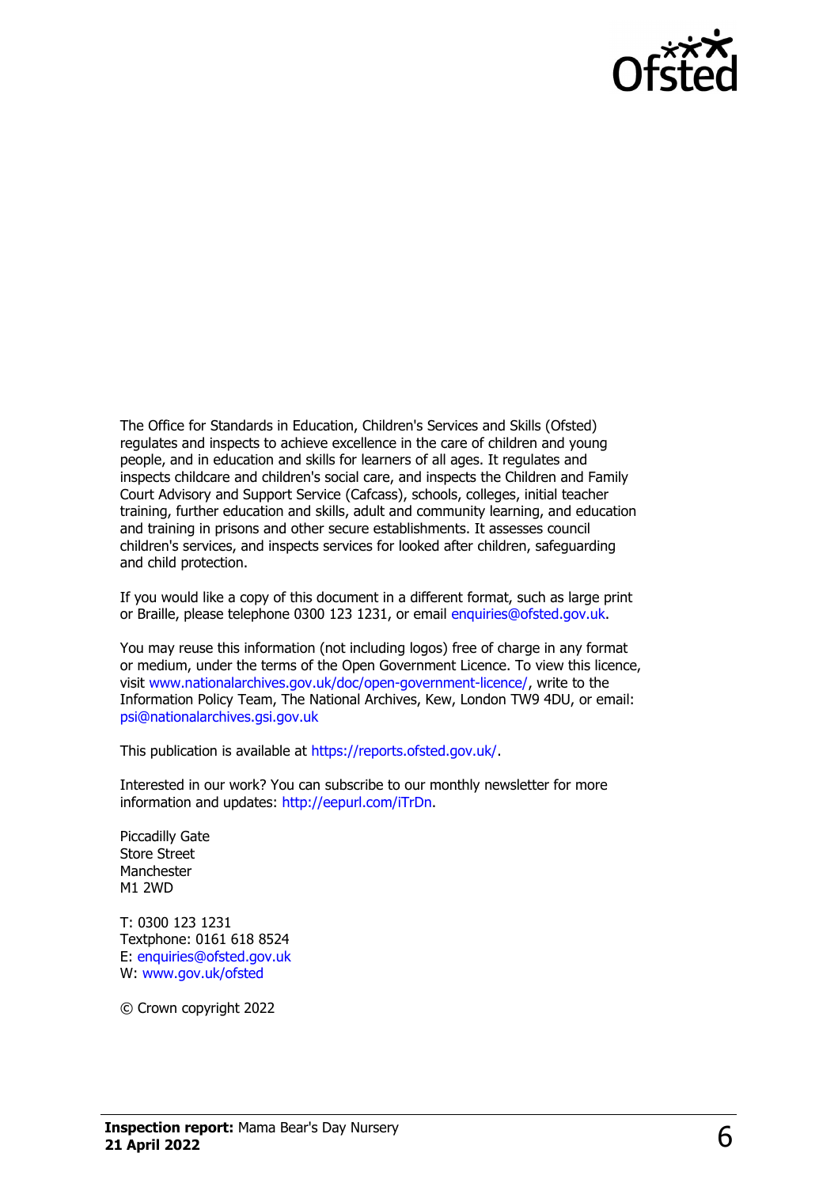The Office for Standards in Education, Children's Services and Skills (Ofsted) regulates and inspects to achieve excellence in the care of children and young people, and in education and skills for learners of all ages. It regulates and inspects childcare and children's social care, and inspects the Children and Family Court Advisory and Support Service (Cafcass), schools, colleges, initial teacher training, further education and skills, adult and community learning, and education and training in prisons and other secure establishments. It assesses council children's services, and inspects services for looked after children, safeguarding and child protection.

If you would like a copy of this document in a different format, such as large print or Braille, please telephone 0300 123 1231, or email enquiries@ofsted.gov.uk.

You may reuse this information (not including logos) free of charge in any format or medium, under the terms of the Open Government Licence. To view this licence, visit www.nationalarchives.gov.uk/doc/open-government-licence/, write to the Information Policy Team, The National Archives, Kew, London TW9 4DU, or email: psi@nationalarchives.gsi.gov.uk

This publication is available at https://reports.ofsted.gov.uk/.

Interested in our work? You can subscribe to our monthly newsletter for more information and updates: http://eepurl.com/iTrDn.

Piccadilly Gate
Store Street
Manchester
M1 2WD

T: 0300 123 1231
Textphone: 0161 618 8524
E: enquiries@ofsted.gov.uk
W: www.gov.uk/ofsted

© Crown copyright 2022